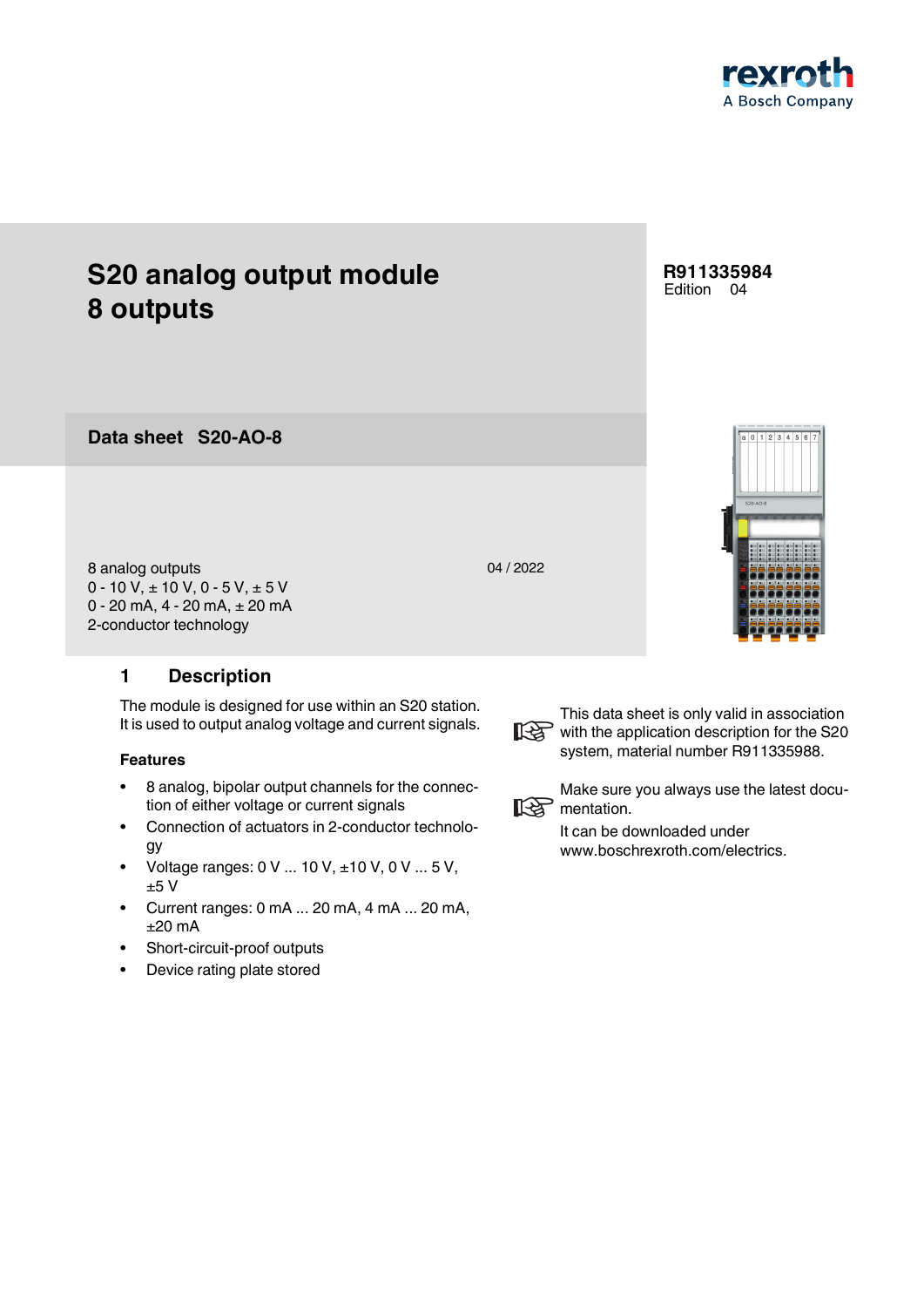rexroth
A Bosch Company

# S20 analog output module 8 outputs

**R911335984**
Edition 04

## Data sheet S20-AO-8

8 analog outputs
0 - 10 V, ± 10 V, 0 - 5 V, ± 5 V
0 - 20 mA, 4 - 20 mA, ± 20 mA
2-conductor technology

04 / 2022

## 1 Description

The module is designed for use within an S20 station. It is used to output analog voltage and current signals.

### Features

- 8 analog, bipolar output channels for the connection of either voltage or current signals
- Connection of actuators in 2-conductor technology
- Voltage ranges: 0 V ... 10 V, ±10 V, 0 V ... 5 V, ±5 V
- Current ranges: 0 mA ... 20 mA, 4 mA ... 20 mA, ±20 mA
- Short-circuit-proof outputs
- Device rating plate stored

This data sheet is only valid in association with the application description for the S20 system, material number R911335988.

Make sure you always use the latest documentation.

It can be downloaded under www.boschrexroth.com/electrics.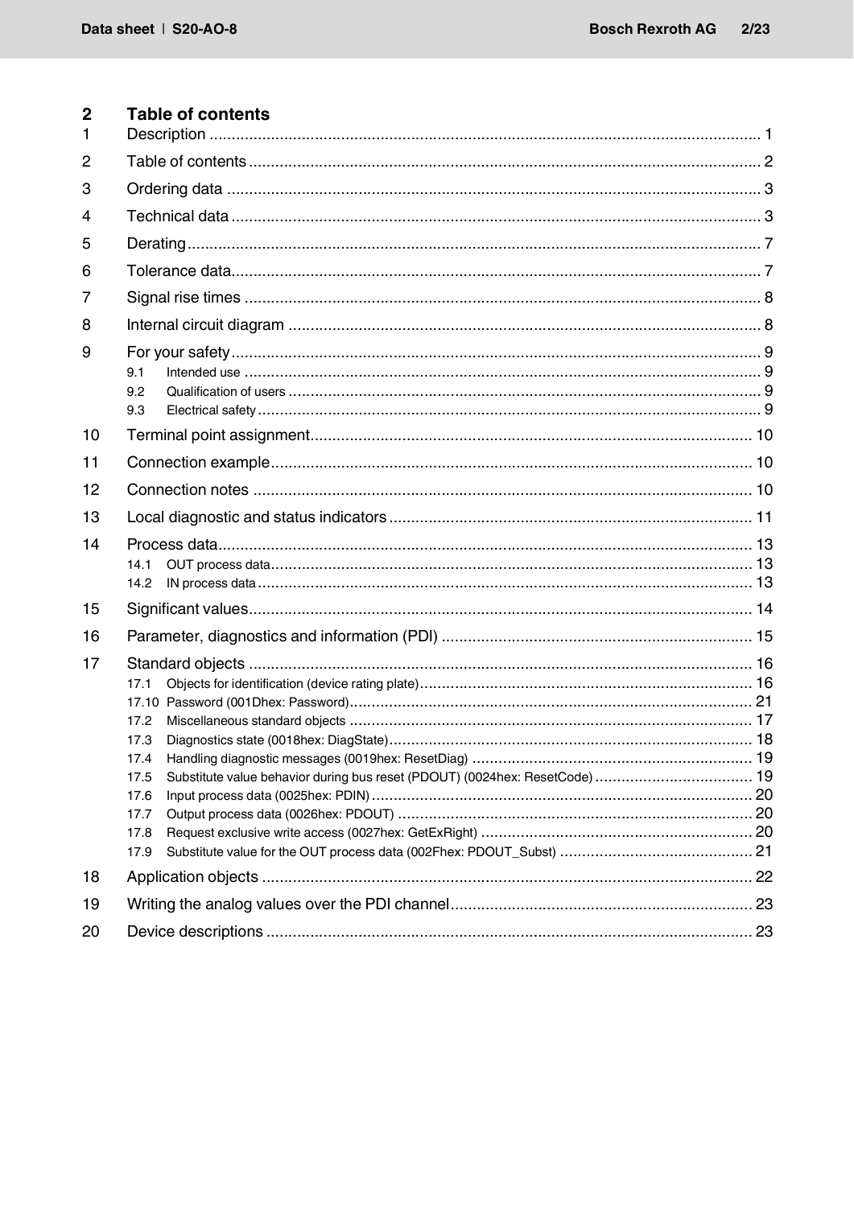## 2 Table of contents

| | | |
|---|---|---|
| 1 | Description | 1 |
| 2 | Table of contents | 2 |
| 3 | Ordering data | 3 |
| 4 | Technical data | 3 |
| 5 | Derating | 7 |
| 6 | Tolerance data | 7 |
| 7 | Signal rise times | 8 |
| 8 | Internal circuit diagram | 8 |
| 9 | For your safety | 9 |
| 9.1 | Intended use | 9 |
| 9.2 | Qualification of users | 9 |
| 9.3 | Electrical safety | 9 |
| 10 | Terminal point assignment | 10 |
| 11 | Connection example | 10 |
| 12 | Connection notes | 10 |
| 13 | Local diagnostic and status indicators | 11 |
| 14 | Process data | 13 |
| 14.1 | OUT process data | 13 |
| 14.2 | IN process data | 13 |
| 15 | Significant values | 14 |
| 16 | Parameter, diagnostics and information (PDI) | 15 |
| 17 | Standard objects | 16 |
| 17.1 | Objects for identification (device rating plate) | 16 |
| 17.10 | Password (001Dhex: Password) | 21 |
| 17.2 | Miscellaneous standard objects | 17 |
| 17.3 | Diagnostics state (0018hex: DiagState) | 18 |
| 17.4 | Handling diagnostic messages (0019hex: ResetDiag) | 19 |
| 17.5 | Substitute value behavior during bus reset (PDOUT) (0024hex: ResetCode) | 19 |
| 17.6 | Input process data (0025hex: PDIN) | 20 |
| 17.7 | Output process data (0026hex: PDOUT) | 20 |
| 17.8 | Request exclusive write access (0027hex: GetExRight) | 20 |
| 17.9 | Substitute value for the OUT process data (002Fhex: PDOUT_Subst) | 21 |
| 18 | Application objects | 22 |
| 19 | Writing the analog values over the PDI channel | 23 |
| 20 | Device descriptions | 23 |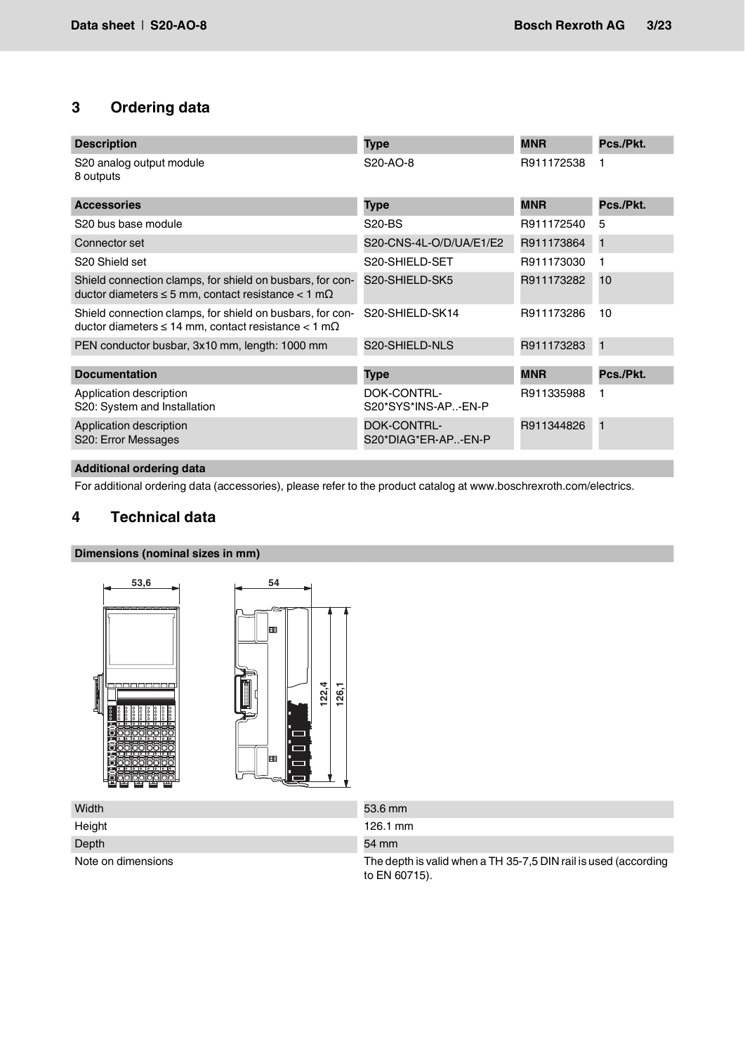## 3 Ordering data

| Description | Type | MNR | Pcs./Pkt. |
|---|---|---|---|
| S20 analog output module<br>8 outputs | S20-AO-8 | R911172538 | 1 |

| Accessories | Type | MNR | Pcs./Pkt. |
|---|---|---|---|
| S20 bus base module | S20-BS | R911172540 | 5 |
| Connector set | S20-CNS-4L-O/D/UA/E1/E2 | R911173864 | 1 |
| S20 Shield set | S20-SHIELD-SET | R911173030 | 1 |
| Shield connection clamps, for shield on busbars, for conductor diameters ≤ 5 mm, contact resistance < 1 mΩ | S20-SHIELD-SK5 | R911173282 | 10 |
| Shield connection clamps, for shield on busbars, for conductor diameters ≤ 14 mm, contact resistance < 1 mΩ | S20-SHIELD-SK14 | R911173286 | 10 |
| PEN conductor busbar, 3x10 mm, length: 1000 mm | S20-SHIELD-NLS | R911173283 | 1 |

| Documentation | Type | MNR | Pcs./Pkt. |
|---|---|---|---|
| Application description<br>S20: System and Installation | DOK-CONTRL-<br>S20*SYS*INS-AP..-EN-P | R911335988 | 1 |
| Application description<br>S20: Error Messages | DOK-CONTRL-<br>S20*DIAG*ER-AP..-EN-P | R911344826 | 1 |

**Additional ordering data**

For additional ordering data (accessories), please refer to the product catalog at www.boschrexroth.com/electrics.

## 4 Technical data

**Dimensions (nominal sizes in mm)**

53,6 &nbsp;&nbsp; 54 &nbsp;&nbsp; 122,4 &nbsp;&nbsp; 126,1

| | |
|---|---|
| Width | 53.6 mm |
| Height | 126.1 mm |
| Depth | 54 mm |
| Note on dimensions | The depth is valid when a TH 35-7,5 DIN rail is used (according to EN 60715). |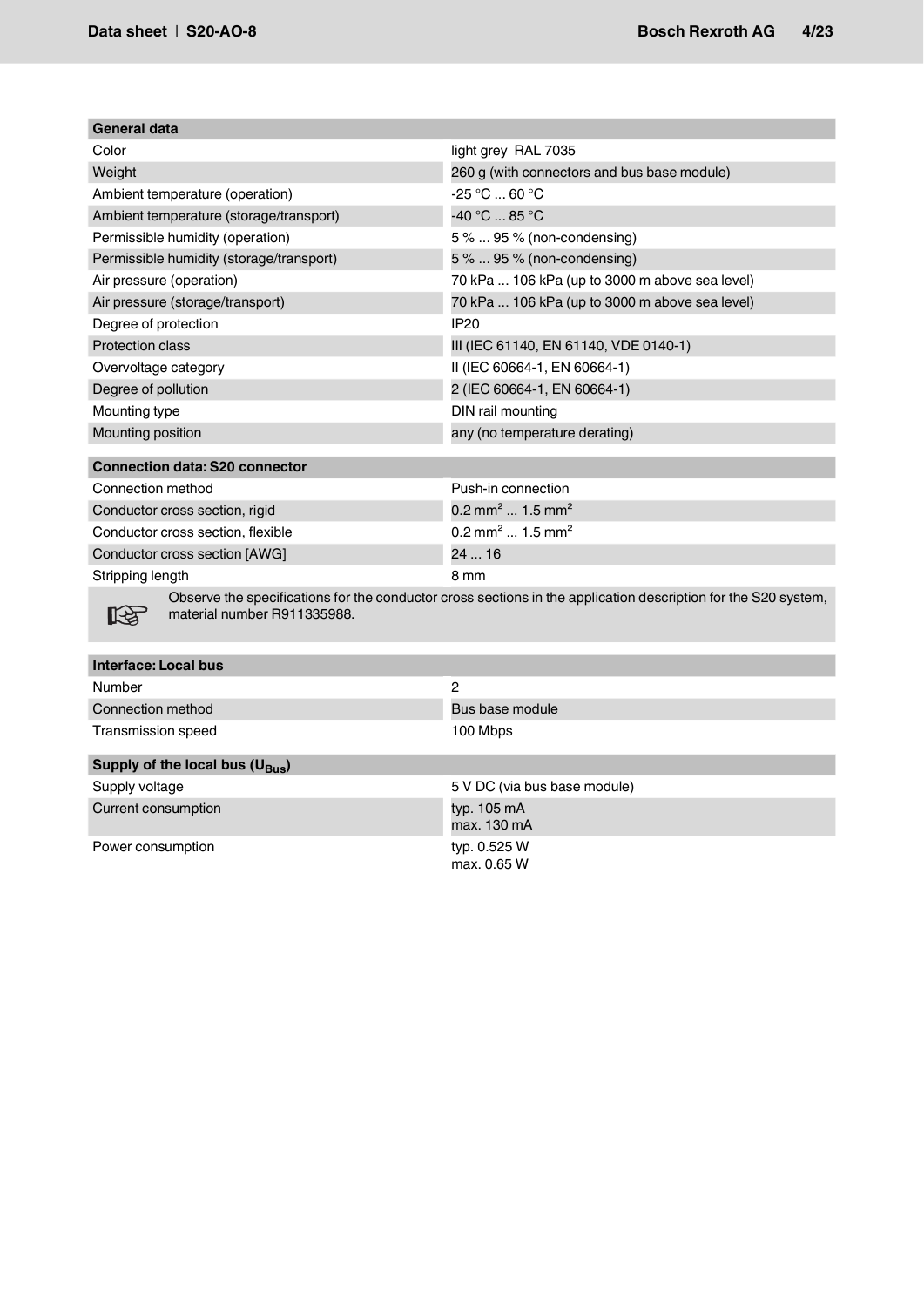| General data | |
|---|---|
| Color | light grey RAL 7035 |
| Weight | 260 g (with connectors and bus base module) |
| Ambient temperature (operation) | -25 °C ... 60 °C |
| Ambient temperature (storage/transport) | -40 °C ... 85 °C |
| Permissible humidity (operation) | 5 % ... 95 % (non-condensing) |
| Permissible humidity (storage/transport) | 5 % ... 95 % (non-condensing) |
| Air pressure (operation) | 70 kPa ... 106 kPa (up to 3000 m above sea level) |
| Air pressure (storage/transport) | 70 kPa ... 106 kPa (up to 3000 m above sea level) |
| Degree of protection | IP20 |
| Protection class | III (IEC 61140, EN 61140, VDE 0140-1) |
| Overvoltage category | II (IEC 60664-1, EN 60664-1) |
| Degree of pollution | 2 (IEC 60664-1, EN 60664-1) |
| Mounting type | DIN rail mounting |
| Mounting position | any (no temperature derating) |

| Connection data: S20 connector | |
|---|---|
| Connection method | Push-in connection |
| Conductor cross section, rigid | 0.2 mm² ... 1.5 mm² |
| Conductor cross section, flexible | 0.2 mm² ... 1.5 mm² |
| Conductor cross section [AWG] | 24 ... 16 |
| Stripping length | 8 mm |

☞ Observe the specifications for the conductor cross sections in the application description for the S20 system, material number R911335988.

| Interface: Local bus | |
|---|---|
| Number | 2 |
| Connection method | Bus base module |
| Transmission speed | 100 Mbps |

| Supply of the local bus ($U_{Bus}$) | |
|---|---|
| Supply voltage | 5 V DC (via bus base module) |
| Current consumption | typ. 105 mA<br>max. 130 mA |
| Power consumption | typ. 0.525 W<br>max. 0.65 W |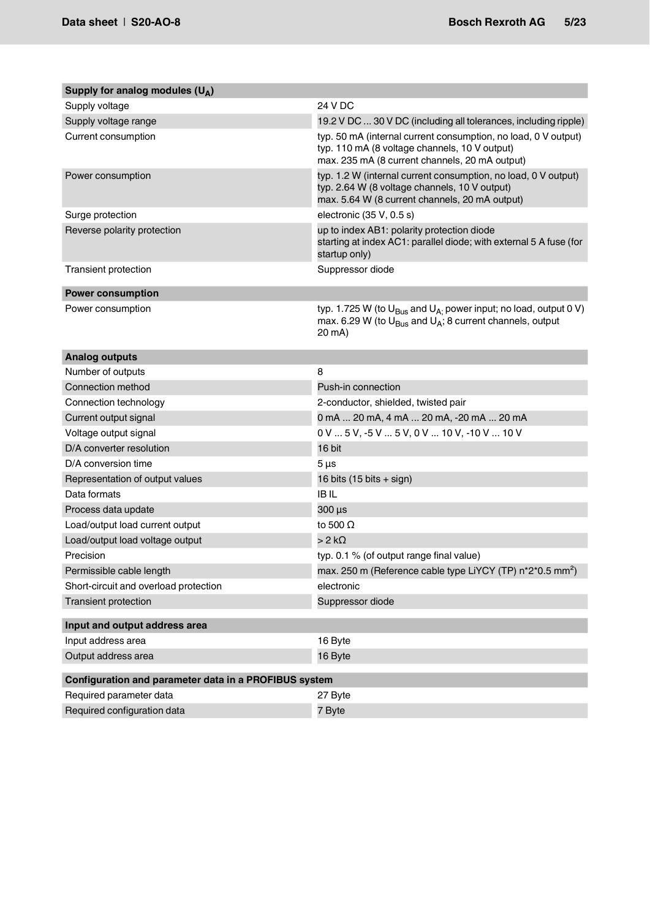| Supply for analog modules ($U_A$) | |
|---|---|
| Supply voltage | 24 V DC |
| Supply voltage range | 19.2 V DC ... 30 V DC (including all tolerances, including ripple) |
| Current consumption | typ. 50 mA (internal current consumption, no load, 0 V output)<br>typ. 110 mA (8 voltage channels, 10 V output)<br>max. 235 mA (8 current channels, 20 mA output) |
| Power consumption | typ. 1.2 W (internal current consumption, no load, 0 V output)<br>typ. 2.64 W (8 voltage channels, 10 V output)<br>max. 5.64 W (8 current channels, 20 mA output) |
| Surge protection | electronic (35 V, 0.5 s) |
| Reverse polarity protection | up to index AB1: polarity protection diode<br>starting at index AC1: parallel diode; with external 5 A fuse (for startup only) |
| Transient protection | Suppressor diode |

| Power consumption | |
|---|---|
| Power consumption | typ. 1.725 W (to $U_{Bus}$ and $U_A$; power input; no load, output 0 V)<br>max. 6.29 W (to $U_{Bus}$ and $U_A$; 8 current channels, output 20 mA) |

| Analog outputs | |
|---|---|
| Number of outputs | 8 |
| Connection method | Push-in connection |
| Connection technology | 2-conductor, shielded, twisted pair |
| Current output signal | 0 mA ... 20 mA, 4 mA ... 20 mA, -20 mA ... 20 mA |
| Voltage output signal | 0 V ... 5 V, -5 V ... 5 V, 0 V ... 10 V, -10 V ... 10 V |
| D/A converter resolution | 16 bit |
| D/A conversion time | 5 µs |
| Representation of output values | 16 bits (15 bits + sign) |
| Data formats | IB IL |
| Process data update | 300 µs |
| Load/output load current output | to 500 Ω |
| Load/output load voltage output | > 2 kΩ |
| Precision | typ. 0.1 % (of output range final value) |
| Permissible cable length | max. 250 m (Reference cable type LiYCY (TP) n*2*0.5 $mm^2$) |
| Short-circuit and overload protection | electronic |
| Transient protection | Suppressor diode |

| Input and output address area | |
|---|---|
| Input address area | 16 Byte |
| Output address area | 16 Byte |

| Configuration and parameter data in a PROFIBUS system | |
|---|---|
| Required parameter data | 27 Byte |
| Required configuration data | 7 Byte |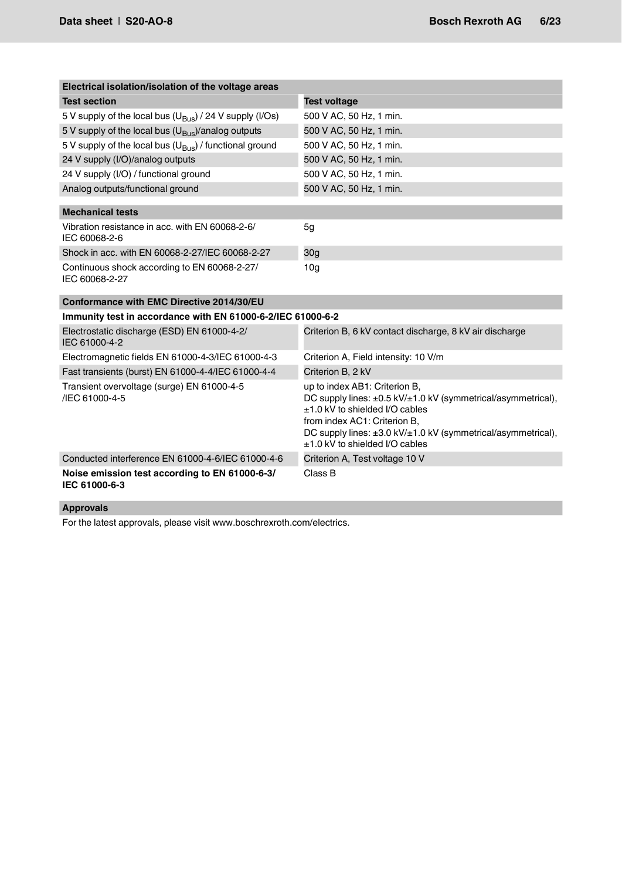| Electrical isolation/isolation of the voltage areas | |
|---|---|
| **Test section** | **Test voltage** |
| 5 V supply of the local bus ($U_{Bus}$) / 24 V supply (I/Os) | 500 V AC, 50 Hz, 1 min. |
| 5 V supply of the local bus ($U_{Bus}$)/analog outputs | 500 V AC, 50 Hz, 1 min. |
| 5 V supply of the local bus ($U_{Bus}$) / functional ground | 500 V AC, 50 Hz, 1 min. |
| 24 V supply (I/O)/analog outputs | 500 V AC, 50 Hz, 1 min. |
| 24 V supply (I/O) / functional ground | 500 V AC, 50 Hz, 1 min. |
| Analog outputs/functional ground | 500 V AC, 50 Hz, 1 min. |

| Mechanical tests | |
|---|---|
| Vibration resistance in acc. with EN 60068-2-6/ IEC 60068-2-6 | 5g |
| Shock in acc. with EN 60068-2-27/IEC 60068-2-27 | 30g |
| Continuous shock according to EN 60068-2-27/ IEC 60068-2-27 | 10g |

| Conformance with EMC Directive 2014/30/EU | |
|---|---|
| **Immunity test in accordance with EN 61000-6-2/IEC 61000-6-2** | |
| Electrostatic discharge (ESD) EN 61000-4-2/ IEC 61000-4-2 | Criterion B, 6 kV contact discharge, 8 kV air discharge |
| Electromagnetic fields EN 61000-4-3/IEC 61000-4-3 | Criterion A, Field intensity: 10 V/m |
| Fast transients (burst) EN 61000-4-4/IEC 61000-4-4 | Criterion B, 2 kV |
| Transient overvoltage (surge) EN 61000-4-5 /IEC 61000-4-5 | up to index AB1: Criterion B,<br>DC supply lines: ±0.5 kV/±1.0 kV (symmetrical/asymmetrical),<br>±1.0 kV to shielded I/O cables<br>from index AC1: Criterion B,<br>DC supply lines: ±3.0 kV/±1.0 kV (symmetrical/asymmetrical),<br>±1.0 kV to shielded I/O cables |
| Conducted interference EN 61000-4-6/IEC 61000-4-6 | Criterion A, Test voltage 10 V |
| **Noise emission test according to EN 61000-6-3/ IEC 61000-6-3** | Class B |

| Approvals |
|---|
| For the latest approvals, please visit www.boschrexroth.com/electrics. |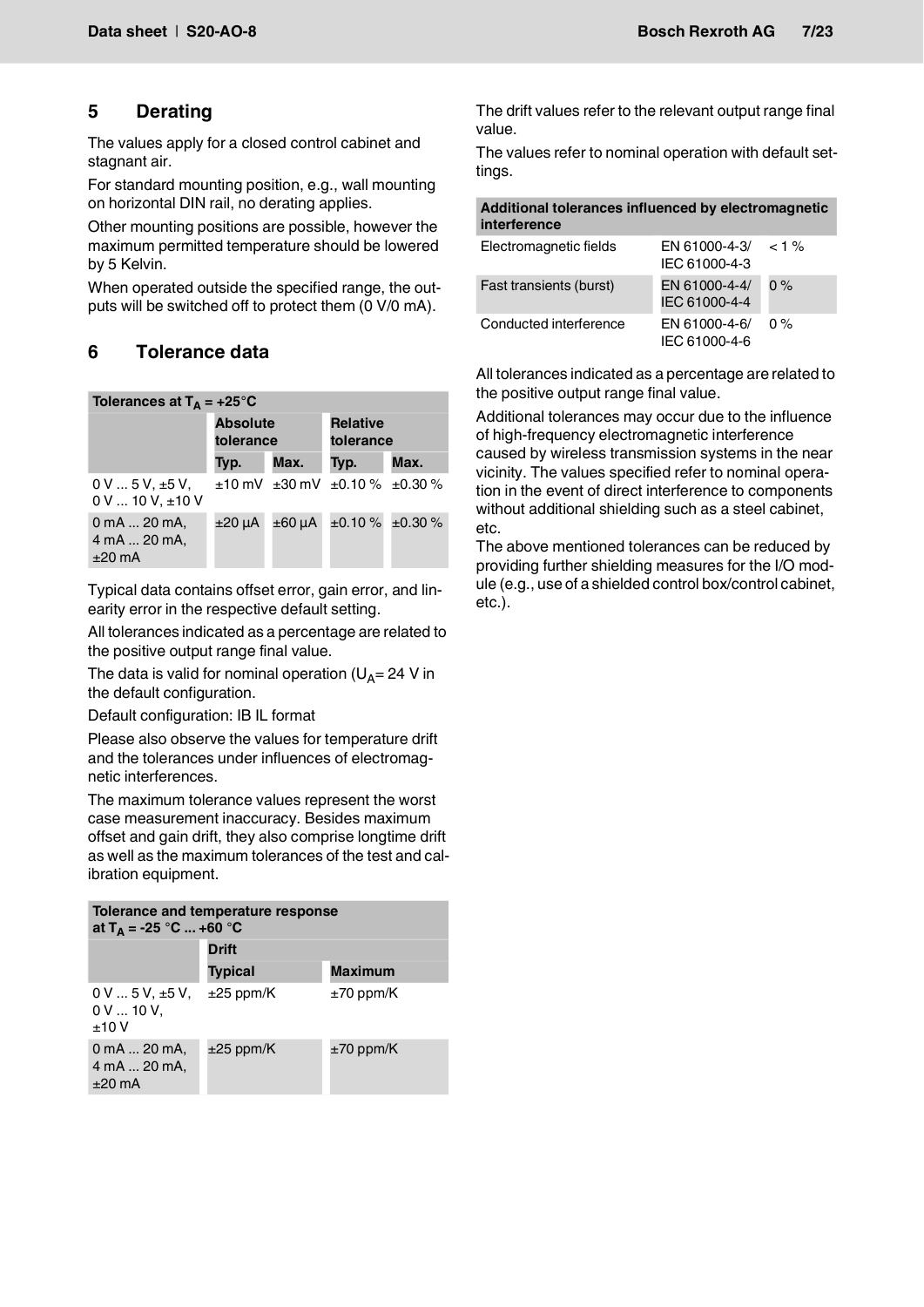## 5 Derating

The values apply for a closed control cabinet and stagnant air.

For standard mounting position, e.g., wall mounting on horizontal DIN rail, no derating applies.

Other mounting positions are possible, however the maximum permitted temperature should be lowered by 5 Kelvin.

When operated outside the specified range, the outputs will be switched off to protect them (0 V/0 mA).

## 6 Tolerance data

| Tolerances at $T_A$ = +25°C | | | | |
|---|---|---|---|---|
| | **Absolute tolerance** | | **Relative tolerance** | |
| | **Typ.** | **Max.** | **Typ.** | **Max.** |
| 0 V ... 5 V, ±5 V, 0 V ... 10 V, ±10 V | ±10 mV | ±30 mV | ±0.10 % | ±0.30 % |
| 0 mA ... 20 mA, 4 mA ... 20 mA, ±20 mA | ±20 µA | ±60 µA | ±0.10 % | ±0.30 % |

Typical data contains offset error, gain error, and linearity error in the respective default setting.

All tolerances indicated as a percentage are related to the positive output range final value.

The data is valid for nominal operation ($U_A$= 24 V in the default configuration.

Default configuration: IB IL format

Please also observe the values for temperature drift and the tolerances under influences of electromagnetic interferences.

The maximum tolerance values represent the worst case measurement inaccuracy. Besides maximum offset and gain drift, they also comprise longtime drift as well as the maximum tolerances of the test and calibration equipment.

| Tolerance and temperature response at $T_A$ = -25 °C ... +60 °C | | |
|---|---|---|
| | **Drift** | |
| | **Typical** | **Maximum** |
| 0 V ... 5 V, ±5 V, 0 V ... 10 V, ±10 V | ±25 ppm/K | ±70 ppm/K |
| 0 mA ... 20 mA, 4 mA ... 20 mA, ±20 mA | ±25 ppm/K | ±70 ppm/K |

The drift values refer to the relevant output range final value.

The values refer to nominal operation with default settings.

| Additional tolerances influenced by electromagnetic interference | | |
|---|---|---|
| Electromagnetic fields | EN 61000-4-3/ IEC 61000-4-3 | < 1 % |
| Fast transients (burst) | EN 61000-4-4/ IEC 61000-4-4 | 0 % |
| Conducted interference | EN 61000-4-6/ IEC 61000-4-6 | 0 % |

All tolerances indicated as a percentage are related to the positive output range final value.

Additional tolerances may occur due to the influence of high-frequency electromagnetic interference caused by wireless transmission systems in the near vicinity. The values specified refer to nominal operation in the event of direct interference to components without additional shielding such as a steel cabinet, etc.

The above mentioned tolerances can be reduced by providing further shielding measures for the I/O module (e.g., use of a shielded control box/control cabinet, etc.).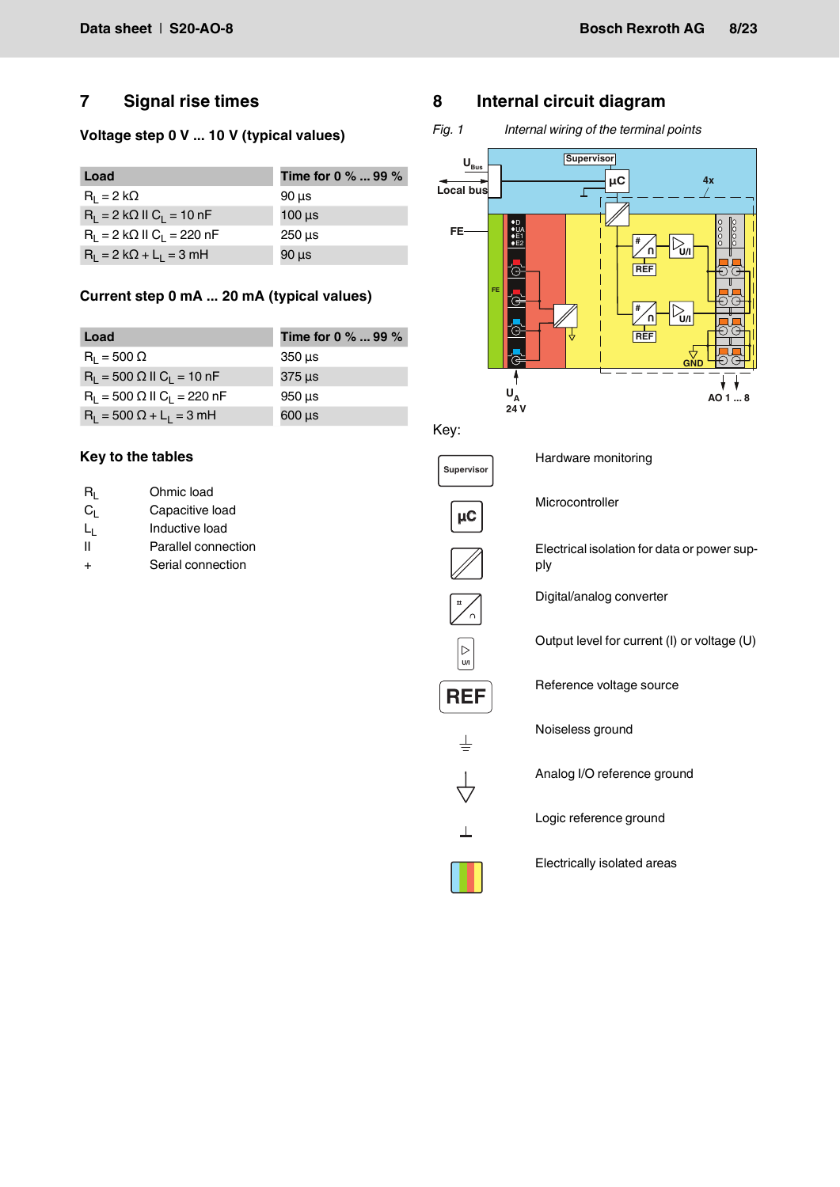## 7 Signal rise times

### Voltage step 0 V ... 10 V (typical values)

| Load | Time for 0 % ... 99 % |
|---|---|
| $R_L$ = 2 kΩ | 90 µs |
| $R_L$ = 2 kΩ II $C_L$ = 10 nF | 100 µs |
| $R_L$ = 2 kΩ II $C_L$ = 220 nF | 250 µs |
| $R_L$ = 2 kΩ + $L_L$ = 3 mH | 90 µs |

### Current step 0 mA ... 20 mA (typical values)

| Load | Time for 0 % ... 99 % |
|---|---|
| $R_L$ = 500 Ω | 350 µs |
| $R_L$ = 500 Ω II $C_L$ = 10 nF | 375 µs |
| $R_L$ = 500 Ω II $C_L$ = 220 nF | 950 µs |
| $R_L$ = 500 Ω + $L_L$ = 3 mH | 600 µs |

### Key to the tables

| | |
|---|---|
| $R_L$ | Ohmic load |
| $C_L$ | Capacitive load |
| $L_L$ | Inductive load |
| II | Parallel connection |
| + | Serial connection |

## 8 Internal circuit diagram

*Fig. 1 Internal wiring of the terminal points*

Key:

| Symbol | Meaning |
|---|---|
| Supervisor | Hardware monitoring |
| µC | Microcontroller |
| | Electrical isolation for data or power supply |
| | Digital/analog converter |
| | Output level for current (I) or voltage (U) |
| REF | Reference voltage source |
| | Noiseless ground |
| | Analog I/O reference ground |
| | Logic reference ground |
| | Electrically isolated areas |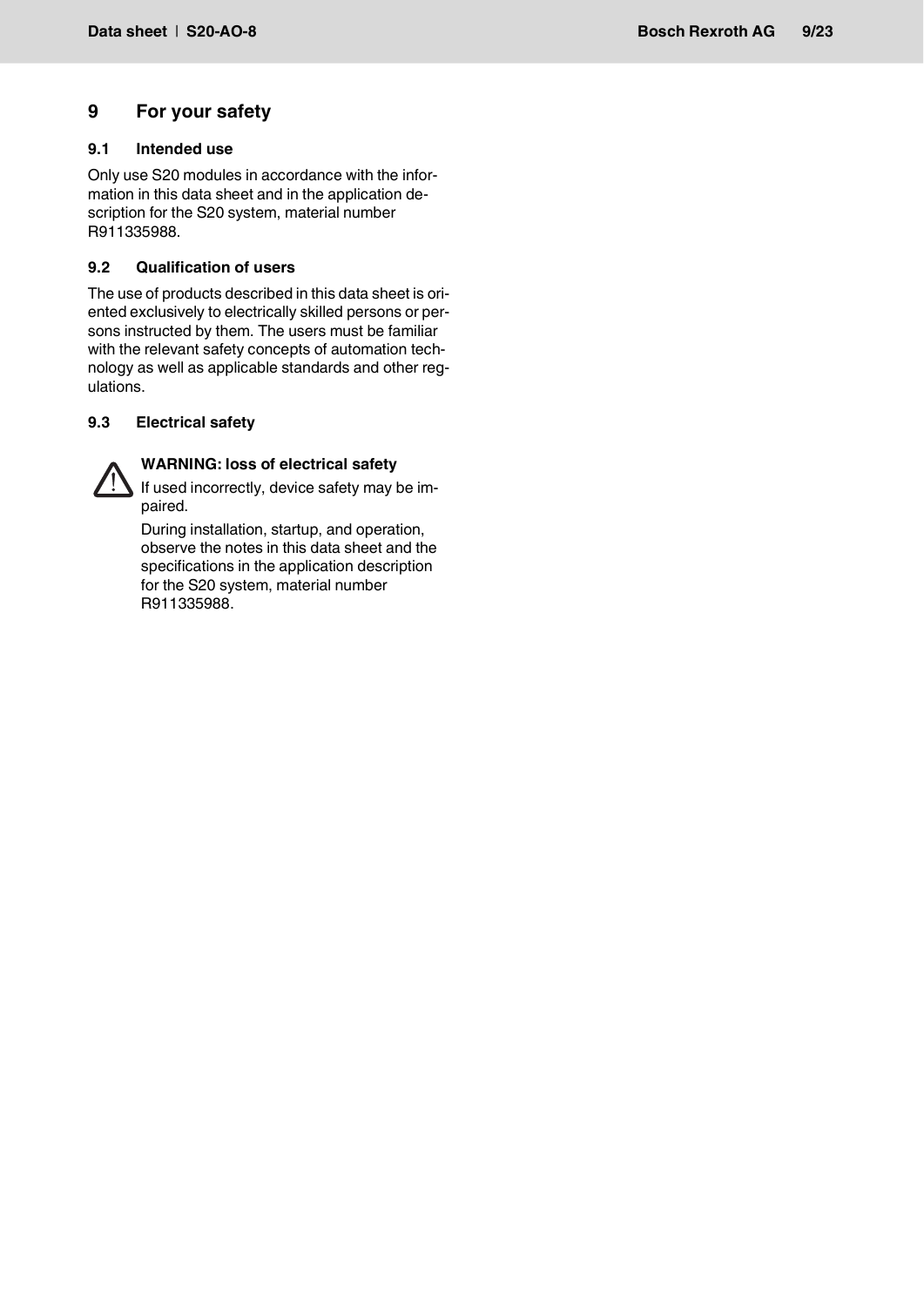# 9 For your safety

## 9.1 Intended use

Only use S20 modules in accordance with the information in this data sheet and in the application description for the S20 system, material number R911335988.

## 9.2 Qualification of users

The use of products described in this data sheet is oriented exclusively to electrically skilled persons or persons instructed by them. The users must be familiar with the relevant safety concepts of automation technology as well as applicable standards and other regulations.

## 9.3 Electrical safety

**WARNING: loss of electrical safety**

If used incorrectly, device safety may be impaired.

During installation, startup, and operation, observe the notes in this data sheet and the specifications in the application description for the S20 system, material number R911335988.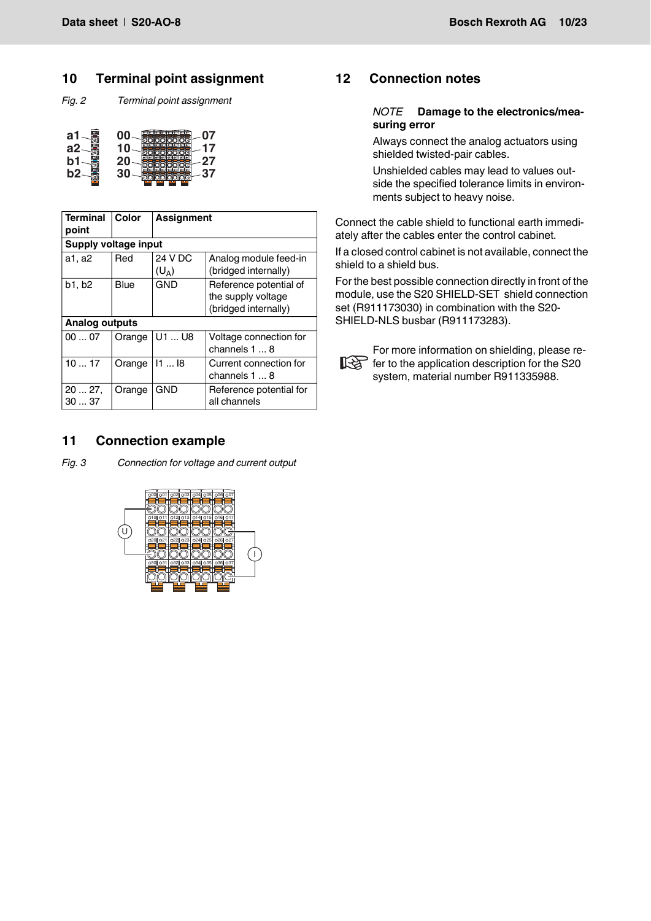## 10 Terminal point assignment

*Fig. 2 Terminal point assignment*

| Terminal point | Color | Assignment | |
|---|---|---|---|
| **Supply voltage input** | | | |
| a1, a2 | Red | 24 V DC ($U_A$) | Analog module feed-in (bridged internally) |
| b1, b2 | Blue | GND | Reference potential of the supply voltage (bridged internally) |
| **Analog outputs** | | | |
| 00 ... 07 | Orange | U1 ... U8 | Voltage connection for channels 1 ... 8 |
| 10 ... 17 | Orange | I1 ... I8 | Current connection for channels 1 ... 8 |
| 20 ... 27, 30 ... 37 | Orange | GND | Reference potential for all channels |

## 11 Connection example

*Fig. 3 Connection for voltage and current output*

## 12 Connection notes

*NOTE* **Damage to the electronics/measuring error**

Always connect the analog actuators using shielded twisted-pair cables.

Unshielded cables may lead to values outside the specified tolerance limits in environments subject to heavy noise.

Connect the cable shield to functional earth immediately after the cables enter the control cabinet.

If a closed control cabinet is not available, connect the shield to a shield bus.

For the best possible connection directly in front of the module, use the S20 SHIELD-SET shield connection set (R911173030) in combination with the S20-SHIELD-NLS busbar (R911173283).

For more information on shielding, please refer to the application description for the S20 system, material number R911335988.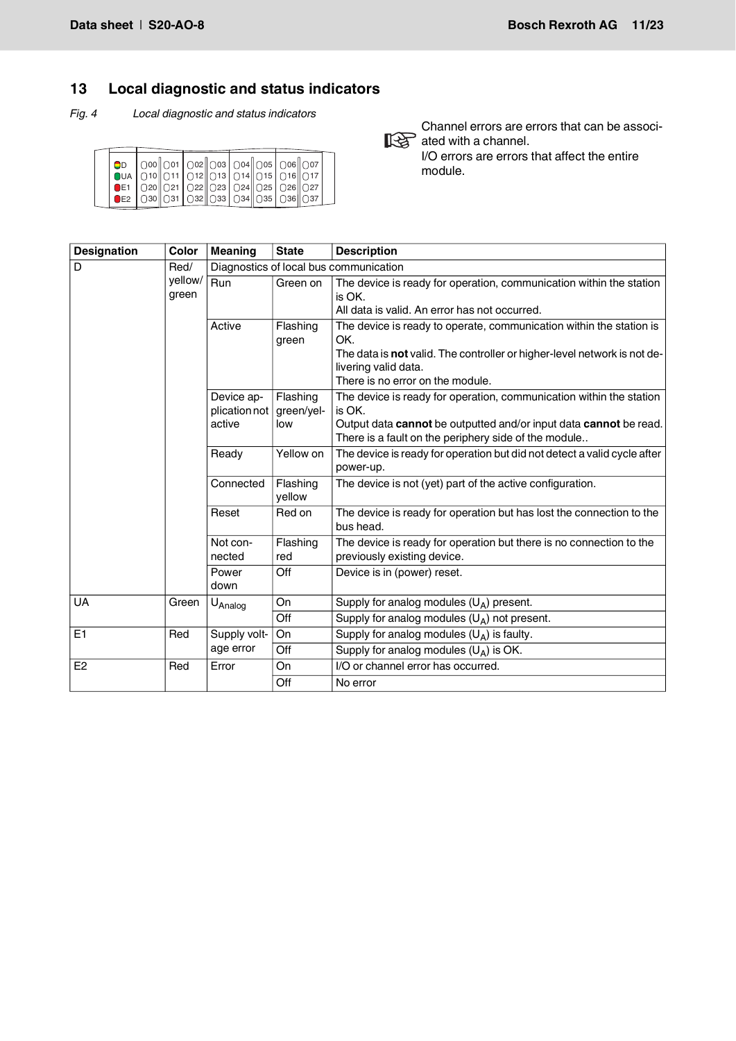## 13 Local diagnostic and status indicators

*Fig. 4 Local diagnostic and status indicators*

D 00 01 02 03 04 05 06 07
UA 10 11 12 13 14 15 16 17
E1 20 21 22 23 24 25 26 27
E2 30 31 32 33 34 35 36 37

Channel errors are errors that can be associated with a channel.
I/O errors are errors that affect the entire module.

| Designation | Color | Meaning | State | Description |
|---|---|---|---|---|
| D | Red/ yellow/ green | Diagnostics of local bus communication | | |
| | | Run | Green on | The device is ready for operation, communication within the station is OK. All data is valid. An error has not occurred. |
| | | Active | Flashing green | The device is ready to operate, communication within the station is OK. The data is **not** valid. The controller or higher-level network is not delivering valid data. There is no error on the module. |
| | | Device application not active | Flashing green/yellow | The device is ready for operation, communication within the station is OK. Output data **cannot** be outputted and/or input data **cannot** be read. There is a fault on the periphery side of the module.. |
| | | Ready | Yellow on | The device is ready for operation but did not detect a valid cycle after power-up. |
| | | Connected | Flashing yellow | The device is not (yet) part of the active configuration. |
| | | Reset | Red on | The device is ready for operation but has lost the connection to the bus head. |
| | | Not connected | Flashing red | The device is ready for operation but there is no connection to the previously existing device. |
| | | Power down | Off | Device is in (power) reset. |
| UA | Green | $U_{Analog}$ | On | Supply for analog modules ($U_A$) present. |
| | | | Off | Supply for analog modules ($U_A$) not present. |
| E1 | Red | Supply voltage error | On | Supply for analog modules ($U_A$) is faulty. |
| | | | Off | Supply for analog modules ($U_A$) is OK. |
| E2 | Red | Error | On | I/O or channel error has occurred. |
| | | | Off | No error |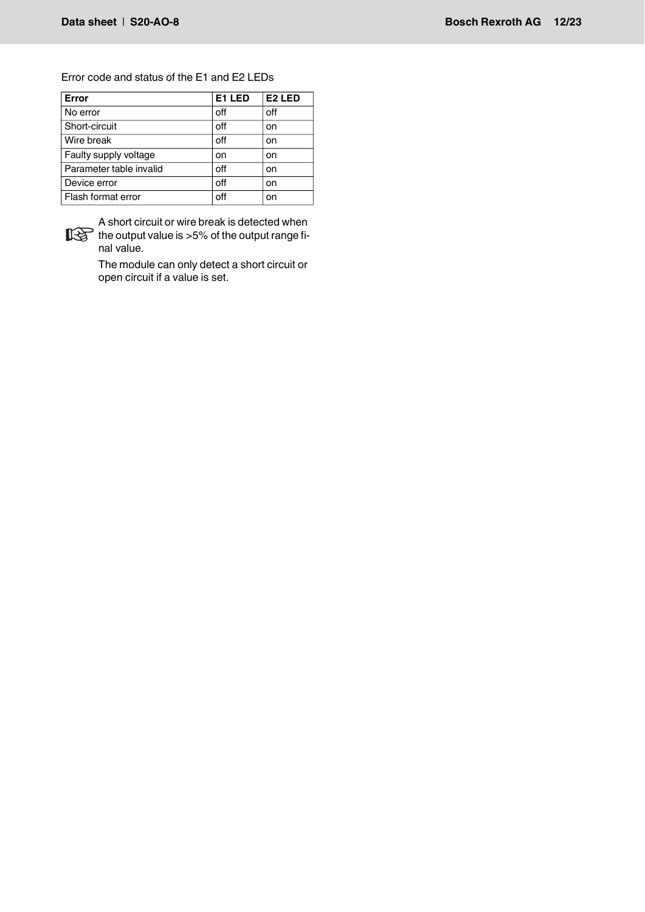Error code and status of the E1 and E2 LEDs

| Error | E1 LED | E2 LED |
|---|---|---|
| No error | off | off |
| Short-circuit | off | on |
| Wire break | off | on |
| Faulty supply voltage | on | on |
| Parameter table invalid | off | on |
| Device error | off | on |
| Flash format error | off | on |

A short circuit or wire break is detected when the output value is >5% of the output range final value.

The module can only detect a short circuit or open circuit if a value is set.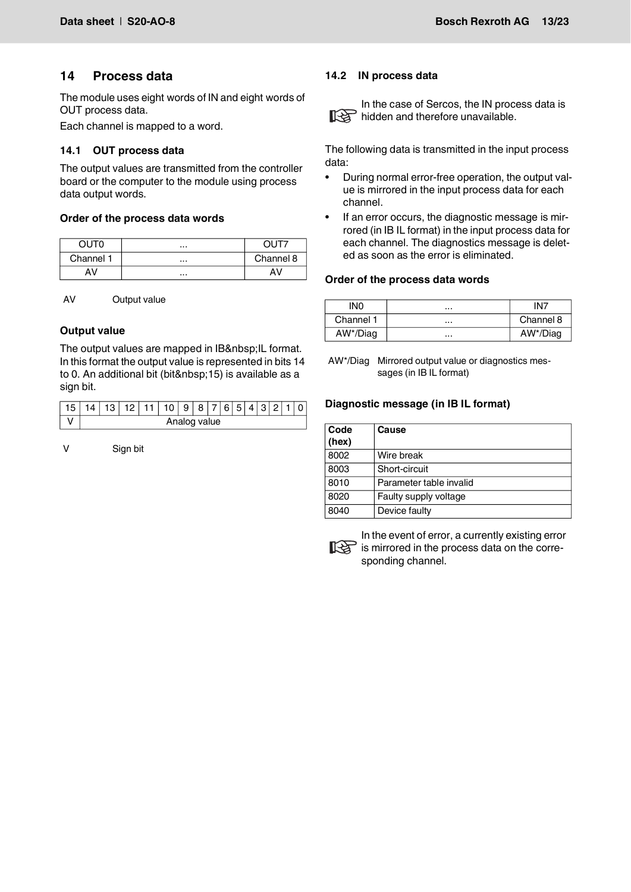## 14 Process data

The module uses eight words of IN and eight words of OUT process data.

Each channel is mapped to a word.

### 14.1 OUT process data

The output values are transmitted from the controller board or the computer to the module using process data output words.

**Order of the process data words**

| OUT0 | ... | OUT7 |
|---|---|---|
| Channel 1 | ... | Channel 8 |
| AV | ... | AV |

AV Output value

**Output value**

The output values are mapped in IB&nbsp;IL format. In this format the output value is represented in bits 14 to 0. An additional bit (bit&nbsp;15) is available as a sign bit.

| 15 | 14 | 13 | 12 | 11 | 10 | 9 | 8 | 7 | 6 | 5 | 4 | 3 | 2 | 1 | 0 |
|---|---|---|---|---|---|---|---|---|---|---|---|---|---|---|---|
| V | Analog value | | | | | | | | | | | | | | |

V Sign bit

### 14.2 IN process data

In the case of Sercos, the IN process data is hidden and therefore unavailable.

The following data is transmitted in the input process data:

- During normal error-free operation, the output value is mirrored in the input process data for each channel.
- If an error occurs, the diagnostic message is mirrored (in IB IL format) in the input process data for each channel. The diagnostics message is deleted as soon as the error is eliminated.

**Order of the process data words**

| IN0 | ... | IN7 |
|---|---|---|
| Channel 1 | ... | Channel 8 |
| AW*/Diag | ... | AW*/Diag |

AW*/Diag Mirrored output value or diagnostics messages (in IB IL format)

**Diagnostic message (in IB IL format)**

| Code (hex) | Cause |
|---|---|
| 8002 | Wire break |
| 8003 | Short-circuit |
| 8010 | Parameter table invalid |
| 8020 | Faulty supply voltage |
| 8040 | Device faulty |

In the event of error, a currently existing error is mirrored in the process data on the corresponding channel.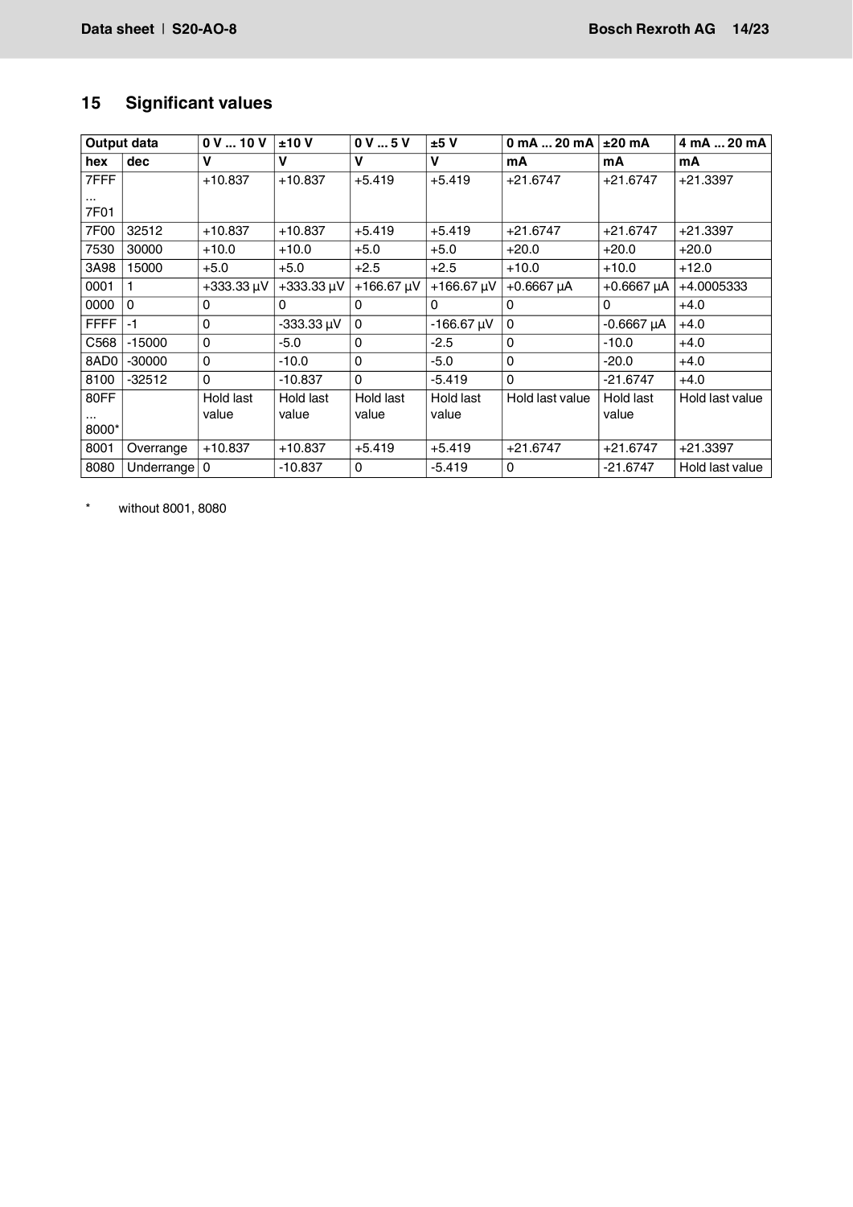## 15 Significant values

| Output data | | 0 V ... 10 V | ±10 V | 0 V ... 5 V | ±5 V | 0 mA ... 20 mA | ±20 mA | 4 mA ... 20 mA |
|---|---|---|---|---|---|---|---|---|
| hex | dec | V | V | V | V | mA | mA | mA |
| 7FFF ... 7F01 | | +10.837 | +10.837 | +5.419 | +5.419 | +21.6747 | +21.6747 | +21.3397 |
| 7F00 | 32512 | +10.837 | +10.837 | +5.419 | +5.419 | +21.6747 | +21.6747 | +21.3397 |
| 7530 | 30000 | +10.0 | +10.0 | +5.0 | +5.0 | +20.0 | +20.0 | +20.0 |
| 3A98 | 15000 | +5.0 | +5.0 | +2.5 | +2.5 | +10.0 | +10.0 | +12.0 |
| 0001 | 1 | +333.33 µV | +333.33 µV | +166.67 µV | +166.67 µV | +0.6667 µA | +0.6667 µA | +4.0005333 |
| 0000 | 0 | 0 | 0 | 0 | 0 | 0 | 0 | +4.0 |
| FFFF | -1 | 0 | -333.33 µV | 0 | -166.67 µV | 0 | -0.6667 µA | +4.0 |
| C568 | -15000 | 0 | -5.0 | 0 | -2.5 | 0 | -10.0 | +4.0 |
| 8AD0 | -30000 | 0 | -10.0 | 0 | -5.0 | 0 | -20.0 | +4.0 |
| 8100 | -32512 | 0 | -10.837 | 0 | -5.419 | 0 | -21.6747 | +4.0 |
| 80FF ... 8000* | | Hold last value | Hold last value | Hold last value | Hold last value | Hold last value | Hold last value | Hold last value |
| 8001 | Overrange | +10.837 | +10.837 | +5.419 | +5.419 | +21.6747 | +21.6747 | +21.3397 |
| 8080 | Underrange | 0 | -10.837 | 0 | -5.419 | 0 | -21.6747 | Hold last value |

* without 8001, 8080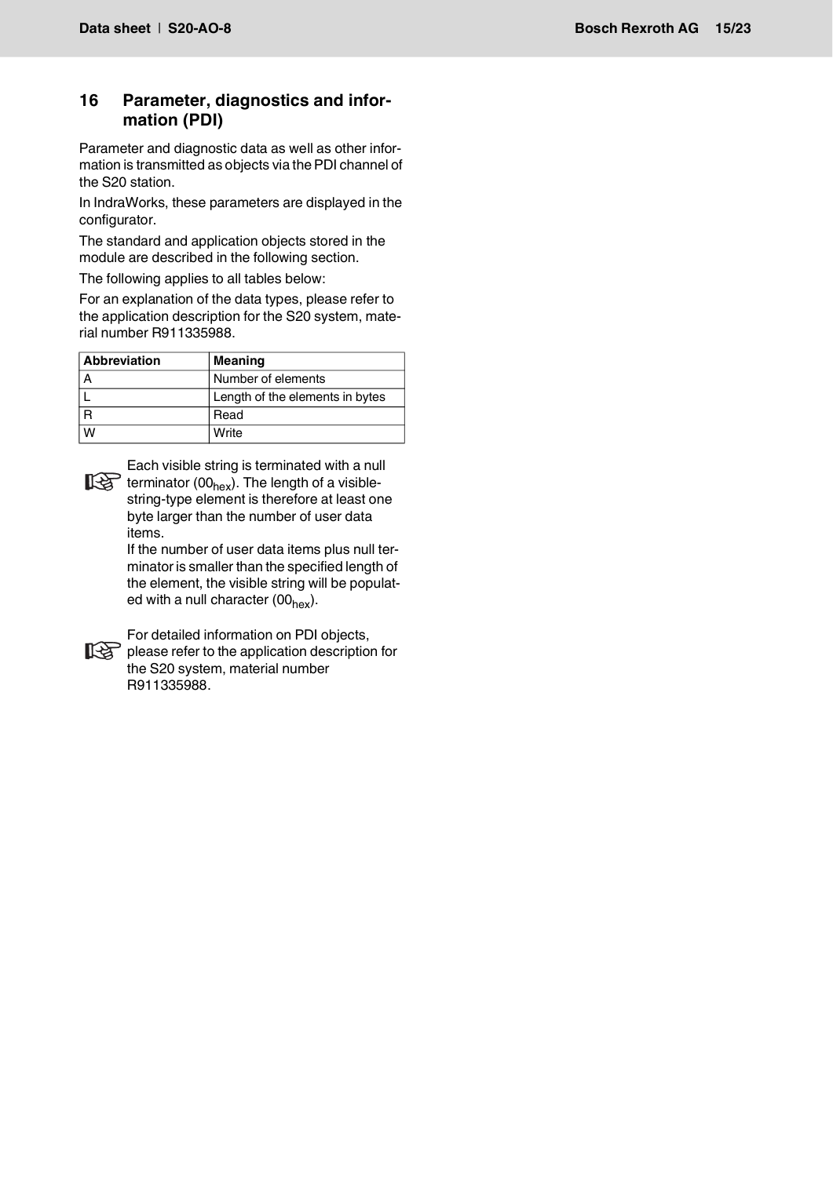## 16 Parameter, diagnostics and information (PDI)

Parameter and diagnostic data as well as other information is transmitted as objects via the PDI channel of the S20 station.

In IndraWorks, these parameters are displayed in the configurator.

The standard and application objects stored in the module are described in the following section.

The following applies to all tables below:

For an explanation of the data types, please refer to the application description for the S20 system, material number R911335988.

| Abbreviation | Meaning |
|---|---|
| A | Number of elements |
| L | Length of the elements in bytes |
| R | Read |
| W | Write |

Each visible string is terminated with a null terminator ($00_{hex}$). The length of a visible-string-type element is therefore at least one byte larger than the number of user data items.
If the number of user data items plus null terminator is smaller than the specified length of the element, the visible string will be populated with a null character ($00_{hex}$).

For detailed information on PDI objects, please refer to the application description for the S20 system, material number R911335988.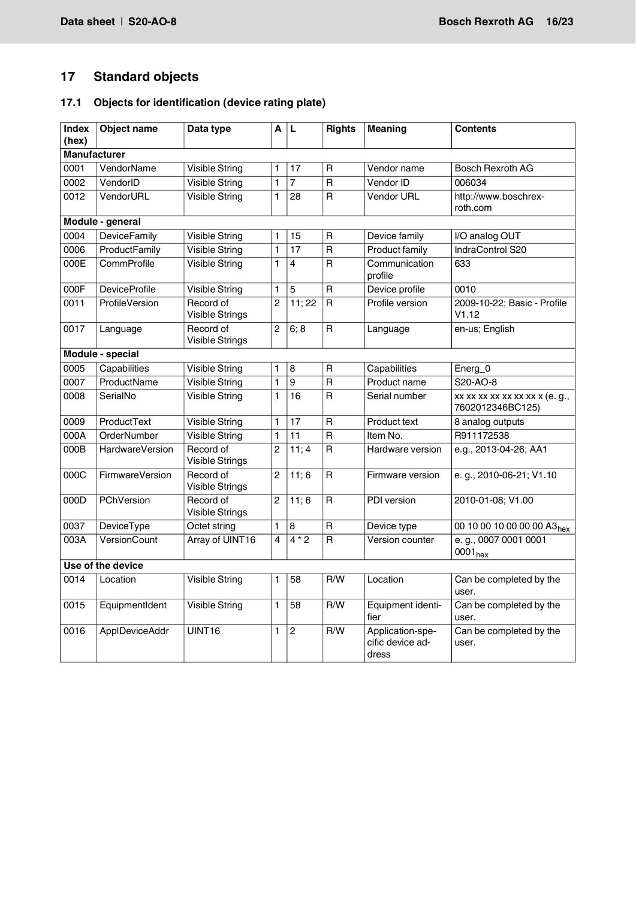## 17 Standard objects

### 17.1 Objects for identification (device rating plate)

| Index (hex) | Object name | Data type | A | L | Rights | Meaning | Contents |
|---|---|---|---|---|---|---|---|
| **Manufacturer** | | | | | | | |
| 0001 | VendorName | Visible String | 1 | 17 | R | Vendor name | Bosch Rexroth AG |
| 0002 | VendorID | Visible String | 1 | 7 | R | Vendor ID | 006034 |
| 0012 | VendorURL | Visible String | 1 | 28 | R | Vendor URL | http://www.boschrex-roth.com |
| **Module - general** | | | | | | | |
| 0004 | DeviceFamily | Visible String | 1 | 15 | R | Device family | I/O analog OUT |
| 0006 | ProductFamily | Visible String | 1 | 17 | R | Product family | IndraControl S20 |
| 000E | CommProfile | Visible String | 1 | 4 | R | Communication profile | 633 |
| 000F | DeviceProfile | Visible String | 1 | 5 | R | Device profile | 0010 |
| 0011 | ProfileVersion | Record of Visible Strings | 2 | 11; 22 | R | Profile version | 2009-10-22; Basic - Profile V1.12 |
| 0017 | Language | Record of Visible Strings | 2 | 6; 8 | R | Language | en-us; English |
| **Module - special** | | | | | | | |
| 0005 | Capabilities | Visible String | 1 | 8 | R | Capabilities | Energ_0 |
| 0007 | ProductName | Visible String | 1 | 9 | R | Product name | S20-AO-8 |
| 0008 | SerialNo | Visible String | 1 | 16 | R | Serial number | xx xx xx xx xx xx xx x (e. g., 7602012346BC125) |
| 0009 | ProductText | Visible String | 1 | 17 | R | Product text | 8 analog outputs |
| 000A | OrderNumber | Visible String | 1 | 11 | R | Item No. | R911172538 |
| 000B | HardwareVersion | Record of Visible Strings | 2 | 11; 4 | R | Hardware version | e.g., 2013-04-26; AA1 |
| 000C | FirmwareVersion | Record of Visible Strings | 2 | 11; 6 | R | Firmware version | e. g., 2010-06-21; V1.10 |
| 000D | PChVersion | Record of Visible Strings | 2 | 11; 6 | R | PDI version | 2010-01-08; V1.00 |
| 0037 | DeviceType | Octet string | 1 | 8 | R | Device type | 00 10 00 10 00 00 00 $A3_{hex}$ |
| 003A | VersionCount | Array of UINT16 | 4 | 4 * 2 | R | Version counter | e. g., 0007 0001 0001 $0001_{hex}$ |
| **Use of the device** | | | | | | | |
| 0014 | Location | Visible String | 1 | 58 | R/W | Location | Can be completed by the user. |
| 0015 | EquipmentIdent | Visible String | 1 | 58 | R/W | Equipment identifier | Can be completed by the user. |
| 0016 | ApplDeviceAddr | UINT16 | 1 | 2 | R/W | Application-specific device address | Can be completed by the user. |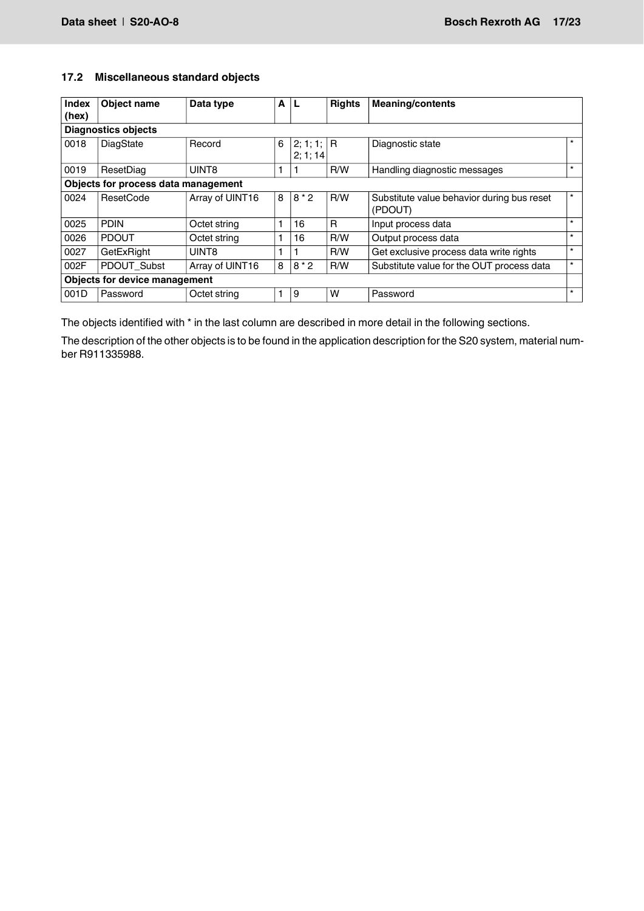### 17.2 Miscellaneous standard objects

| Index (hex) | Object name | Data type | A | L | Rights | Meaning/contents | |
|---|---|---|---|---|---|---|---|
| **Diagnostics objects** | | | | | | | |
| 0018 | DiagState | Record | 6 | 2; 1; 1; 2; 1; 14 | R | Diagnostic state | * |
| 0019 | ResetDiag | UINT8 | 1 | 1 | R/W | Handling diagnostic messages | * |
| **Objects for process data management** | | | | | | | |
| 0024 | ResetCode | Array of UINT16 | 8 | 8 * 2 | R/W | Substitute value behavior during bus reset (PDOUT) | * |
| 0025 | PDIN | Octet string | 1 | 16 | R | Input process data | * |
| 0026 | PDOUT | Octet string | 1 | 16 | R/W | Output process data | * |
| 0027 | GetExRight | UINT8 | 1 | 1 | R/W | Get exclusive process data write rights | * |
| 002F | PDOUT_Subst | Array of UINT16 | 8 | 8 * 2 | R/W | Substitute value for the OUT process data | * |
| **Objects for device management** | | | | | | | |
| 001D | Password | Octet string | 1 | 9 | W | Password | * |

The objects identified with * in the last column are described in more detail in the following sections.

The description of the other objects is to be found in the application description for the S20 system, material number R911335988.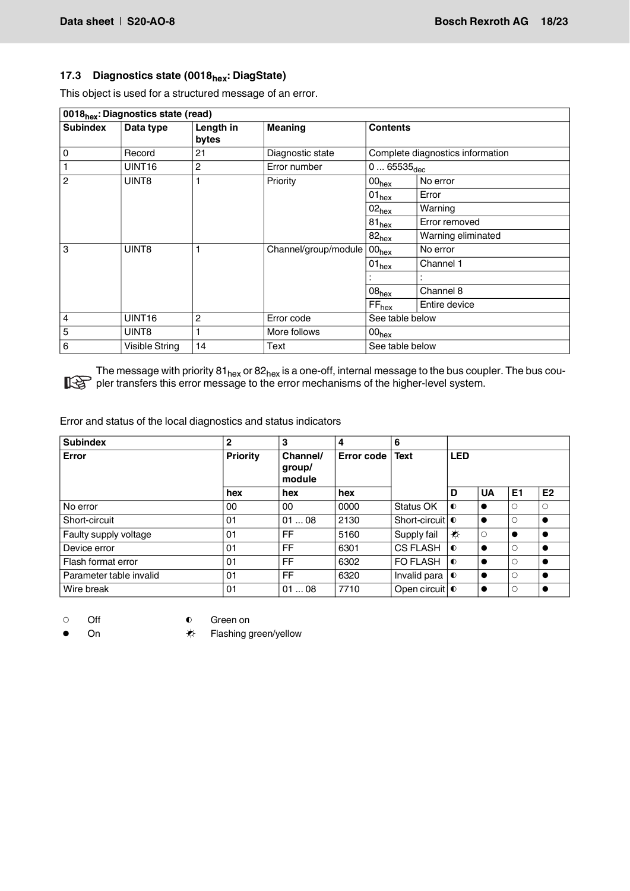### 17.3 Diagnostics state (0018$_{hex}$: DiagState)

This object is used for a structured message of an error.

| 0018$_{hex}$: Diagnostics state (read) | | | | | |
|---|---|---|---|---|---|
| **Subindex** | **Data type** | **Length in bytes** | **Meaning** | **Contents** | |
| 0 | Record | 21 | Diagnostic state | Complete diagnostics information | |
| 1 | UINT16 | 2 | Error number | 0 ... 65535$_{dec}$ | |
| 2 | UINT8 | 1 | Priority | 00$_{hex}$ | No error |
| | | | | 01$_{hex}$ | Error |
| | | | | 02$_{hex}$ | Warning |
| | | | | 81$_{hex}$ | Error removed |
| | | | | 82$_{hex}$ | Warning eliminated |
| 3 | UINT8 | 1 | Channel/group/module | 00$_{hex}$ | No error |
| | | | | 01$_{hex}$ | Channel 1 |
| | | | | : | : |
| | | | | 08$_{hex}$ | Channel 8 |
| | | | | FF$_{hex}$ | Entire device |
| 4 | UINT16 | 2 | Error code | See table below | |
| 5 | UINT8 | 1 | More follows | 00$_{hex}$ | |
| 6 | Visible String | 14 | Text | See table below | |

The message with priority 81$_{hex}$ or 82$_{hex}$ is a one-off, internal message to the bus coupler. The bus coupler transfers this error message to the error mechanisms of the higher-level system.

Error and status of the local diagnostics and status indicators

| **Subindex** | **2** | **3** | **4** | **6** | | | | |
|---|---|---|---|---|---|---|---|---|
| **Error** | **Priority** | **Channel/ group/ module** | **Error code** | **Text** | **LED** | | | |
| | **hex** | **hex** | **hex** | | **D** | **UA** | **E1** | **E2** |
| No error | 00 | 00 | 0000 | Status OK | ◐ | ● | ○ | ○ |
| Short-circuit | 01 | 01 ... 08 | 2130 | Short-circuit | ◐ | ● | ○ | ● |
| Faulty supply voltage | 01 | FF | 5160 | Supply fail | ☀ | ○ | ● | ● |
| Device error | 01 | FF | 6301 | CS FLASH | ◐ | ● | ○ | ● |
| Flash format error | 01 | FF | 6302 | FO FLASH | ◐ | ● | ○ | ● |
| Parameter table invalid | 01 | FF | 6320 | Invalid para | ◐ | ● | ○ | ● |
| Wire break | 01 | 01 ... 08 | 7710 | Open circuit | ◐ | ● | ○ | ● |

○ Off ◐ Green on

● On ☀ Flashing green/yellow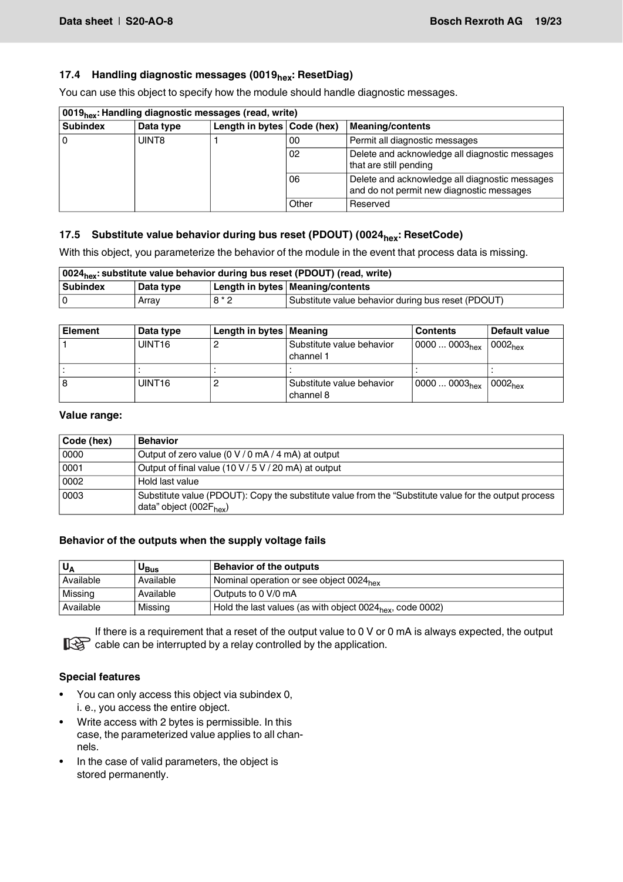### 17.4 Handling diagnostic messages (0019$_{hex}$: ResetDiag)

You can use this object to specify how the module should handle diagnostic messages.

| 0019$_{hex}$: Handling diagnostic messages (read, write) | | | | |
|---|---|---|---|---|
| **Subindex** | **Data type** | **Length in bytes** | **Code (hex)** | **Meaning/contents** |
| 0 | UINT8 | 1 | 00 | Permit all diagnostic messages |
| | | | 02 | Delete and acknowledge all diagnostic messages that are still pending |
| | | | 06 | Delete and acknowledge all diagnostic messages and do not permit new diagnostic messages |
| | | | Other | Reserved |

### 17.5 Substitute value behavior during bus reset (PDOUT) (0024$_{hex}$: ResetCode)

With this object, you parameterize the behavior of the module in the event that process data is missing.

| 0024$_{hex}$: substitute value behavior during bus reset (PDOUT) (read, write) | | | |
|---|---|---|---|
| **Subindex** | **Data type** | **Length in bytes** | **Meaning/contents** |
| 0 | Array | 8 * 2 | Substitute value behavior during bus reset (PDOUT) |

| Element | Data type | Length in bytes | Meaning | Contents | Default value |
|---|---|---|---|---|---|
| 1 | UINT16 | 2 | Substitute value behavior channel 1 | 0000 ... 0003$_{hex}$ | 0002$_{hex}$ |
| : | : | : | : | : | : |
| 8 | UINT16 | 2 | Substitute value behavior channel 8 | 0000 ... 0003$_{hex}$ | 0002$_{hex}$ |

**Value range:**

| Code (hex) | Behavior |
|---|---|
| 0000 | Output of zero value (0 V / 0 mA / 4 mA) at output |
| 0001 | Output of final value (10 V / 5 V / 20 mA) at output |
| 0002 | Hold last value |
| 0003 | Substitute value (PDOUT): Copy the substitute value from the “Substitute value for the output process data” object (002F$_{hex}$) |

**Behavior of the outputs when the supply voltage fails**

| $U_A$ | $U_{Bus}$ | Behavior of the outputs |
|---|---|---|
| Available | Available | Nominal operation or see object 0024$_{hex}$ |
| Missing | Available | Outputs to 0 V/0 mA |
| Available | Missing | Hold the last values (as with object 0024$_{hex}$, code 0002) |

If there is a requirement that a reset of the output value to 0 V or 0 mA is always expected, the output cable can be interrupted by a relay controlled by the application.

**Special features**

- You can only access this object via subindex 0, i. e., you access the entire object.
- Write access with 2 bytes is permissible. In this case, the parameterized value applies to all channels.
- In the case of valid parameters, the object is stored permanently.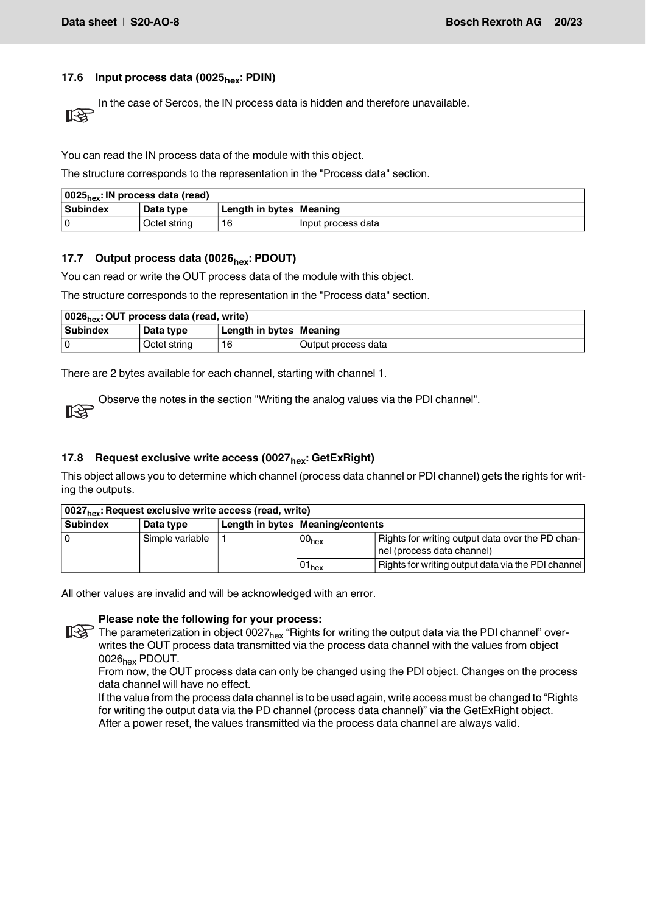### 17.6 Input process data (0025$_{hex}$: PDIN)

In the case of Sercos, the IN process data is hidden and therefore unavailable.

You can read the IN process data of the module with this object.

The structure corresponds to the representation in the "Process data" section.

| 0025$_{hex}$: IN process data (read) | | | |
|---|---|---|---|
| **Subindex** | **Data type** | **Length in bytes** | **Meaning** |
| 0 | Octet string | 16 | Input process data |

### 17.7 Output process data (0026$_{hex}$: PDOUT)

You can read or write the OUT process data of the module with this object.

The structure corresponds to the representation in the "Process data" section.

| 0026$_{hex}$: OUT process data (read, write) | | | |
|---|---|---|---|
| **Subindex** | **Data type** | **Length in bytes** | **Meaning** |
| 0 | Octet string | 16 | Output process data |

There are 2 bytes available for each channel, starting with channel 1.

Observe the notes in the section "Writing the analog values via the PDI channel".

### 17.8 Request exclusive write access (0027$_{hex}$: GetExRight)

This object allows you to determine which channel (process data channel or PDI channel) gets the rights for writing the outputs.

| 0027$_{hex}$: Request exclusive write access (read, write) | | | | |
|---|---|---|---|---|
| **Subindex** | **Data type** | **Length in bytes** | **Meaning/contents** | |
| 0 | Simple variable | 1 | 00$_{hex}$ | Rights for writing output data over the PD channel (process data channel) |
| | | | 01$_{hex}$ | Rights for writing output data via the PDI channel |

All other values are invalid and will be acknowledged with an error.

**Please note the following for your process:**
The parameterization in object 0027$_{hex}$ "Rights for writing the output data via the PDI channel" overwrites the OUT process data transmitted via the process data channel with the values from object 0026$_{hex}$ PDOUT.
From now, the OUT process data can only be changed using the PDI object. Changes on the process data channel will have no effect.
If the value from the process data channel is to be used again, write access must be changed to "Rights for writing the output data via the PD channel (process data channel)" via the GetExRight object.
After a power reset, the values transmitted via the process data channel are always valid.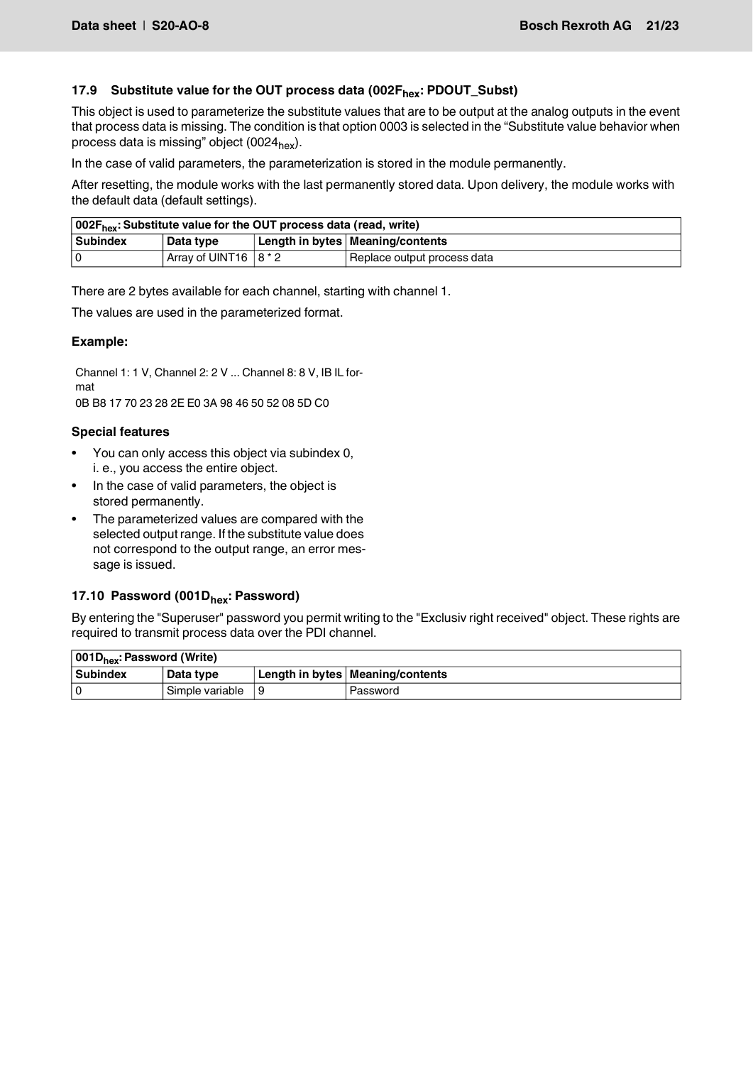### 17.9 Substitute value for the OUT process data (002F$_{hex}$: PDOUT_Subst)

This object is used to parameterize the substitute values that are to be output at the analog outputs in the event that process data is missing. The condition is that option 0003 is selected in the “Substitute value behavior when process data is missing” object (0024$_{hex}$).

In the case of valid parameters, the parameterization is stored in the module permanently.

After resetting, the module works with the last permanently stored data. Upon delivery, the module works with the default data (default settings).

| 002F$_{hex}$: Substitute value for the OUT process data (read, write) | | | |
|---|---|---|---|
| **Subindex** | **Data type** | **Length in bytes** | **Meaning/contents** |
| 0 | Array of UINT16 | 8 * 2 | Replace output process data |

There are 2 bytes available for each channel, starting with channel 1.

The values are used in the parameterized format.

**Example:**

Channel 1: 1 V, Channel 2: 2 V ... Channel 8: 8 V, IB IL format
0B B8 17 70 23 28 2E E0 3A 98 46 50 52 08 5D C0

**Special features**

- You can only access this object via subindex 0, i. e., you access the entire object.
- In the case of valid parameters, the object is stored permanently.
- The parameterized values are compared with the selected output range. If the substitute value does not correspond to the output range, an error message is issued.

### 17.10 Password (001D$_{hex}$: Password)

By entering the "Superuser" password you permit writing to the "Exclusiv right received" object. These rights are required to transmit process data over the PDI channel.

| 001D$_{hex}$: Password (Write) | | | |
|---|---|---|---|
| **Subindex** | **Data type** | **Length in bytes** | **Meaning/contents** |
| 0 | Simple variable | 9 | Password |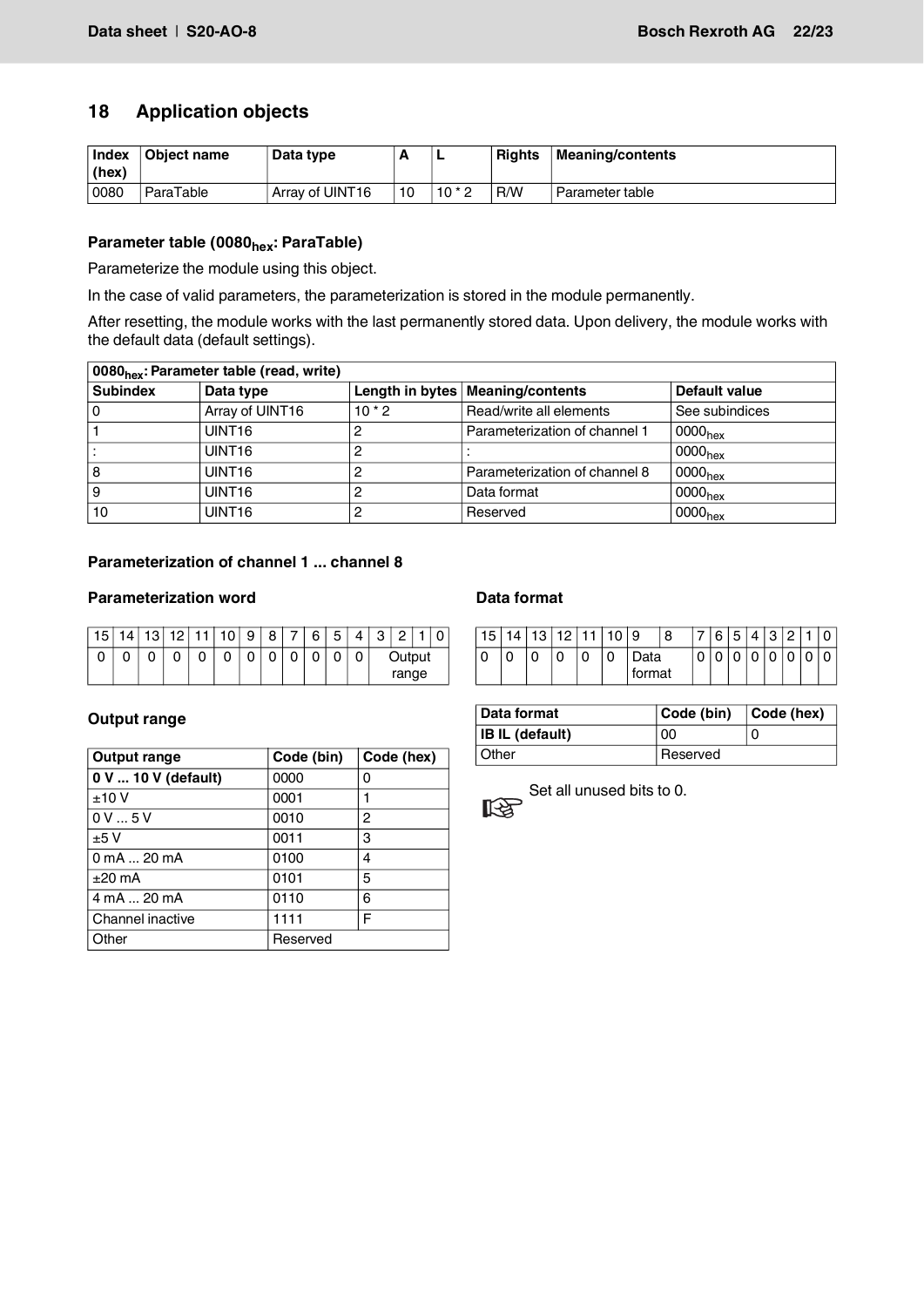## 18 Application objects

| Index (hex) | Object name | Data type | A | L | Rights | Meaning/contents |
|---|---|---|---|---|---|---|
| 0080 | ParaTable | Array of UINT16 | 10 | 10 * 2 | R/W | Parameter table |

### Parameter table ($0080_{hex}$: ParaTable)

Parameterize the module using this object.

In the case of valid parameters, the parameterization is stored in the module permanently.

After resetting, the module works with the last permanently stored data. Upon delivery, the module works with the default data (default settings).

| $0080_{hex}$: Parameter table (read, write) | | | | |
|---|---|---|---|---|
| **Subindex** | **Data type** | **Length in bytes** | **Meaning/contents** | **Default value** |
| 0 | Array of UINT16 | 10 * 2 | Read/write all elements | See subindices |
| 1 | UINT16 | 2 | Parameterization of channel 1 | $0000_{hex}$ |
| : | UINT16 | 2 | : | $0000_{hex}$ |
| 8 | UINT16 | 2 | Parameterization of channel 8 | $0000_{hex}$ |
| 9 | UINT16 | 2 | Data format | $0000_{hex}$ |
| 10 | UINT16 | 2 | Reserved | $0000_{hex}$ |

### Parameterization of channel 1 ... channel 8

#### Parameterization word

| 15 | 14 | 13 | 12 | 11 | 10 | 9 | 8 | 7 | 6 | 5 | 4 | 3 | 2 | 1 | 0 |
|---|---|---|---|---|---|---|---|---|---|---|---|---|---|---|---|
| 0 | 0 | 0 | 0 | 0 | 0 | 0 | 0 | 0 | 0 | 0 | 0 | Output range | | | |

#### Output range

| Output range | Code (bin) | Code (hex) |
|---|---|---|
| **0 V ... 10 V (default)** | 0000 | 0 |
| ±10 V | 0001 | 1 |
| 0 V ... 5 V | 0010 | 2 |
| ±5 V | 0011 | 3 |
| 0 mA ... 20 mA | 0100 | 4 |
| ±20 mA | 0101 | 5 |
| 4 mA ... 20 mA | 0110 | 6 |
| Channel inactive | 1111 | F |
| Other | Reserved | |

#### Data format

| 15 | 14 | 13 | 12 | 11 | 10 | 9 | 8 | 7 | 6 | 5 | 4 | 3 | 2 | 1 | 0 |
|---|---|---|---|---|---|---|---|---|---|---|---|---|---|---|---|
| 0 | 0 | 0 | 0 | 0 | 0 | Data format | | 0 | 0 | 0 | 0 | 0 | 0 | 0 | 0 |

| Data format | Code (bin) | Code (hex) |
|---|---|---|
| **IB IL (default)** | 00 | 0 |
| Other | Reserved | |

Set all unused bits to 0.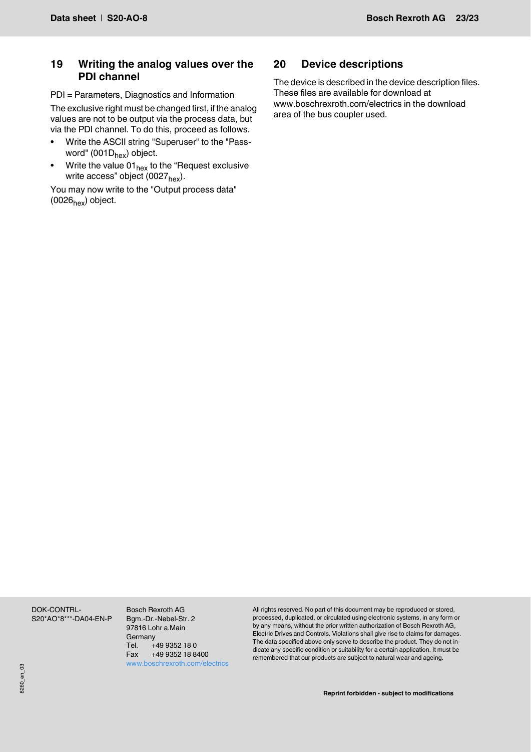## 19 Writing the analog values over the PDI channel

PDI = Parameters, Diagnostics and Information

The exclusive right must be changed first, if the analog values are not to be output via the process data, but via the PDI channel. To do this, proceed as follows.

- Write the ASCII string "Superuser" to the "Password" ($001D_{hex}$) object.
- Write the value $01_{hex}$ to the “Request exclusive write access” object ($0027_{hex}$).

You may now write to the "Output process data" ($0026_{hex}$) object.

## 20 Device descriptions

The device is described in the device description files. These files are available for download at www.boschrexroth.com/electrics in the download area of the bus coupler used.

DOK-CONTRL-S20*AO*8***-DA04-EN-P

Bosch Rexroth AG
Bgm.-Dr.-Nebel-Str. 2
97816 Lohr a.Main
Germany
Tel. +49 9352 18 0
Fax +49 9352 18 8400
www.boschrexroth.com/electrics

All rights reserved. No part of this document may be reproduced or stored, processed, duplicated, or circulated using electronic systems, in any form or by any means, without the prior written authorization of Bosch Rexroth AG, Electric Drives and Controls. Violations shall give rise to claims for damages. The data specified above only serve to describe the product. They do not indicate any specific condition or suitability for a certain application. It must be remembered that our products are subject to natural wear and ageing.

**Reprint forbidden - subject to modifications**

8260_en_03